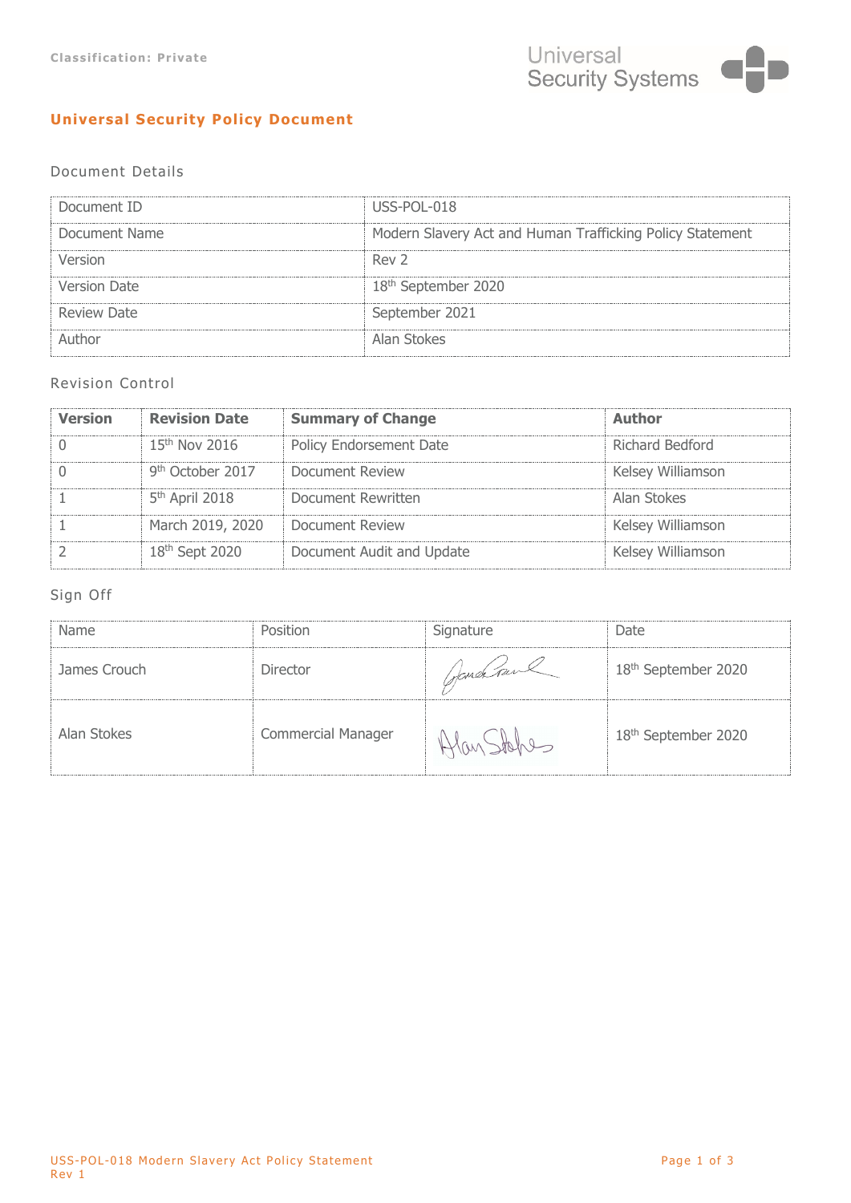Classification: Private

Universal Security Systems

# Universal Security Policy Document

## Document Details

| Document ID | USS-POL-018 |
|---|---|
| Document Name | Modern Slavery Act and Human Trafficking Policy Statement |
| Version | Rev 2 |
| Version Date | 18th September 2020 |
| Review Date | September 2021 |
| Author | Alan Stokes |

## Revision Control

| Version | Revision Date | Summary of Change | Author |
|---|---|---|---|
| 0 | 15th Nov 2016 | Policy Endorsement Date | Richard Bedford |
| 0 | 9th October 2017 | Document Review | Kelsey Williamson |
| 1 | 5th April 2018 | Document Rewritten | Alan Stokes |
| 1 | March 2019, 2020 | Document Review | Kelsey Williamson |
| 2 | 18th Sept 2020 | Document Audit and Update | Kelsey Williamson |

## Sign Off

| Name | Position | Signature | Date |
|---|---|---|---|
| James Crouch | Director | James Crouch | 18th September 2020 |
| Alan Stokes | Commercial Manager | Alan Stokes | 18th September 2020 |

USS-POL-018 Modern Slavery Act Policy Statement
Rev 1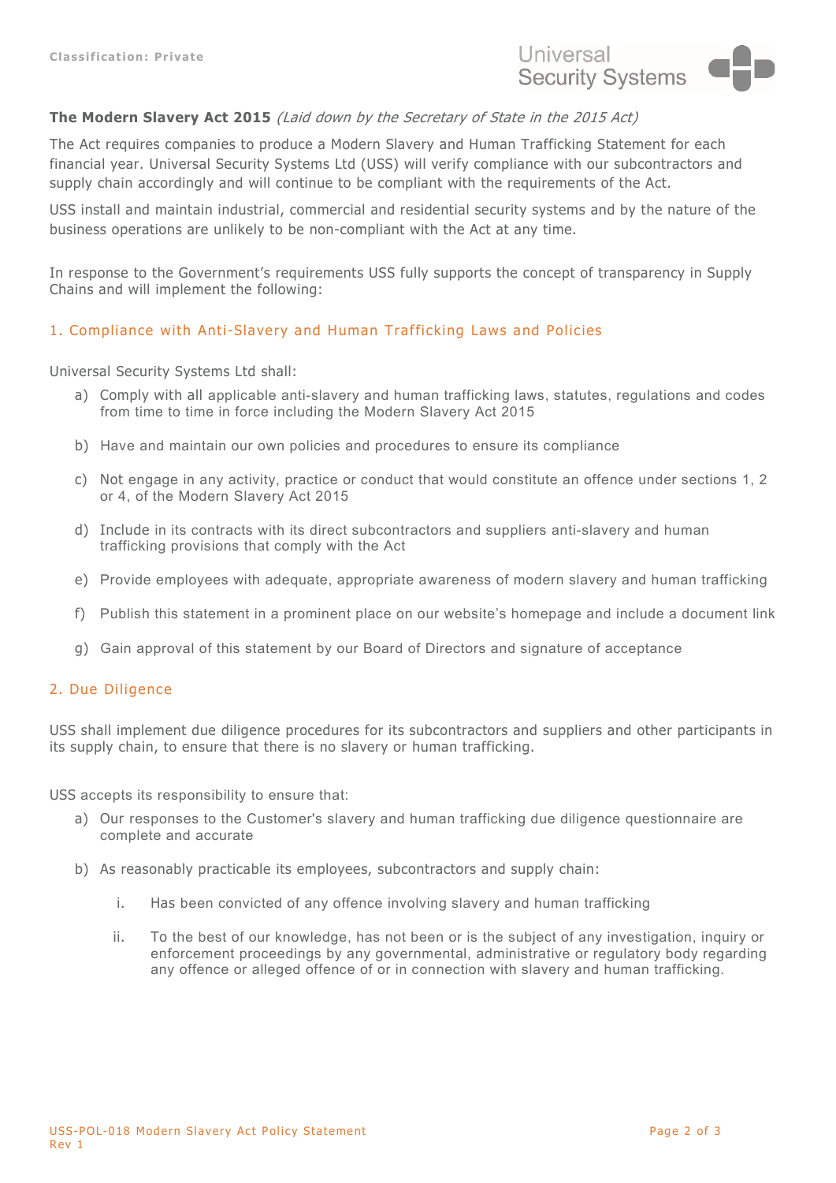**The Modern Slavery Act 2015** *(Laid down by the Secretary of State in the 2015 Act)*

The Act requires companies to produce a Modern Slavery and Human Trafficking Statement for each financial year. Universal Security Systems Ltd (USS) will verify compliance with our subcontractors and supply chain accordingly and will continue to be compliant with the requirements of the Act.

USS install and maintain industrial, commercial and residential security systems and by the nature of the business operations are unlikely to be non-compliant with the Act at any time.

In response to the Government's requirements USS fully supports the concept of transparency in Supply Chains and will implement the following:

## 1. Compliance with Anti-Slavery and Human Trafficking Laws and Policies

Universal Security Systems Ltd shall:

a) Comply with all applicable anti-slavery and human trafficking laws, statutes, regulations and codes from time to time in force including the Modern Slavery Act 2015

b) Have and maintain our own policies and procedures to ensure its compliance

c) Not engage in any activity, practice or conduct that would constitute an offence under sections 1, 2 or 4, of the Modern Slavery Act 2015

d) Include in its contracts with its direct subcontractors and suppliers anti-slavery and human trafficking provisions that comply with the Act

e) Provide employees with adequate, appropriate awareness of modern slavery and human trafficking

f) Publish this statement in a prominent place on our website's homepage and include a document link

g) Gain approval of this statement by our Board of Directors and signature of acceptance

## 2. Due Diligence

USS shall implement due diligence procedures for its subcontractors and suppliers and other participants in its supply chain, to ensure that there is no slavery or human trafficking.

USS accepts its responsibility to ensure that:

a) Our responses to the Customer's slavery and human trafficking due diligence questionnaire are complete and accurate

b) As reasonably practicable its employees, subcontractors and supply chain:

   i. Has been convicted of any offence involving slavery and human trafficking

   ii. To the best of our knowledge, has not been or is the subject of any investigation, inquiry or enforcement proceedings by any governmental, administrative or regulatory body regarding any offence or alleged offence of or in connection with slavery and human trafficking.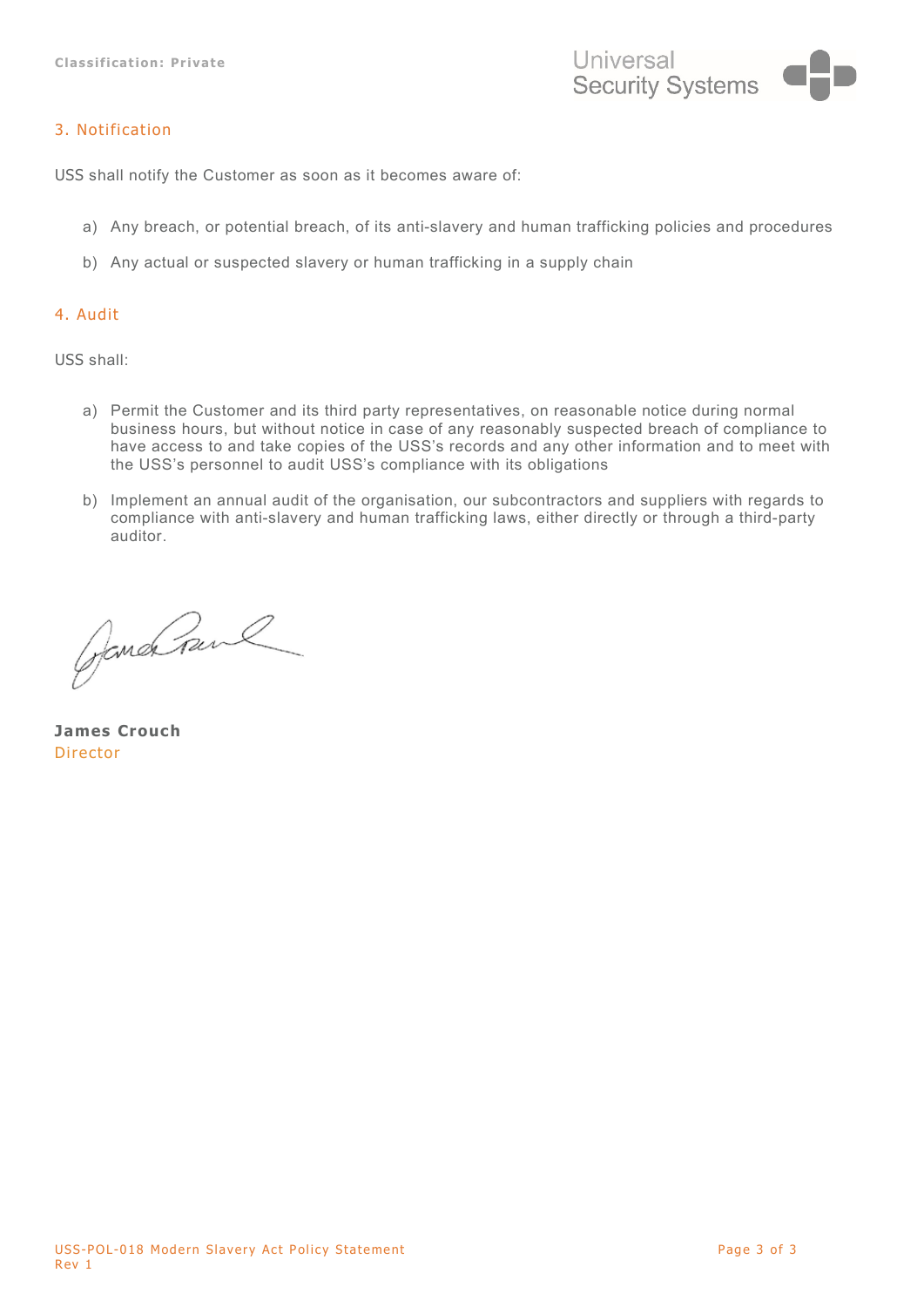## 3. Notification

USS shall notify the Customer as soon as it becomes aware of:

a) Any breach, or potential breach, of its anti-slavery and human trafficking policies and procedures

b) Any actual or suspected slavery or human trafficking in a supply chain

## 4. Audit

USS shall:

a) Permit the Customer and its third party representatives, on reasonable notice during normal business hours, but without notice in case of any reasonably suspected breach of compliance to have access to and take copies of the USS's records and any other information and to meet with the USS's personnel to audit USS's compliance with its obligations

b) Implement an annual audit of the organisation, our subcontractors and suppliers with regards to compliance with anti-slavery and human trafficking laws, either directly or through a third-party auditor.

**James Crouch**
Director